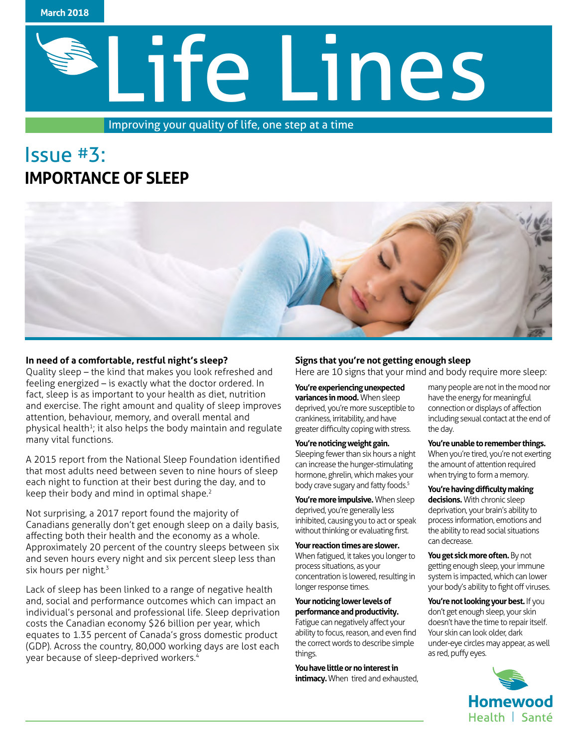March 2018

# Life Lines

Improving your quality of life, one step at a time

## Issue #3:
## IMPORTANCE OF SLEEP

**In need of a comfortable, restful night's sleep?**
Quality sleep – the kind that makes you look refreshed and feeling energized – is exactly what the doctor ordered. In fact, sleep is as important to your health as diet, nutrition and exercise. The right amount and quality of sleep improves attention, behaviour, memory, and overall mental and physical health[1]; it also helps the body maintain and regulate many vital functions.

A 2015 report from the National Sleep Foundation identified that most adults need between seven to nine hours of sleep each night to function at their best during the day, and to keep their body and mind in optimal shape.[2]

Not surprising, a 2017 report found the majority of Canadians generally don't get enough sleep on a daily basis, affecting both their health and the economy as a whole. Approximately 20 percent of the country sleeps between six and seven hours every night and six percent sleep less than six hours per night.[3]

Lack of sleep has been linked to a range of negative health and, social and performance outcomes which can impact an individual's personal and professional life. Sleep deprivation costs the Canadian economy $26 billion per year, which equates to 1.35 percent of Canada's gross domestic product (GDP). Across the country, 80,000 working days are lost each year because of sleep-deprived workers.[4]

**Signs that you're not getting enough sleep**
Here are 10 signs that your mind and body require more sleep:

**You're experiencing unexpected variances in mood.** When sleep deprived, you're more susceptible to crankiness, irritability, and have greater difficulty coping with stress.

**You're noticing weight gain.** Sleeping fewer than six hours a night can increase the hunger-stimulating hormone, ghrelin, which makes your body crave sugary and fatty foods.[5]

**You're more impulsive.** When sleep deprived, you're generally less inhibited, causing you to act or speak without thinking or evaluating first.

**Your reaction times are slower.** When fatigued, it takes you longer to process situations, as your concentration is lowered, resulting in longer response times.

**Your noticing lower levels of performance and productivity.** Fatigue can negatively affect your ability to focus, reason, and even find the correct words to describe simple things.

**You have little or no interest in intimacy.** When tired and exhausted, many people are not in the mood nor have the energy for meaningful connection or displays of affection including sexual contact at the end of the day.

**You're unable to remember things.** When you're tired, you're not exerting the amount of attention required when trying to form a memory.

**You're having difficulty making decisions.** With chronic sleep deprivation, your brain's ability to process information, emotions and the ability to read social situations can decrease.

**You get sick more often.** By not getting enough sleep, your immune system is impacted, which can lower your body's ability to fight off viruses.

**You're not looking your best.** If you don't get enough sleep, your skin doesn't have the time to repair itself. Your skin can look older, dark under-eye circles may appear, as well as red, puffy eyes.

Homewood Health | Santé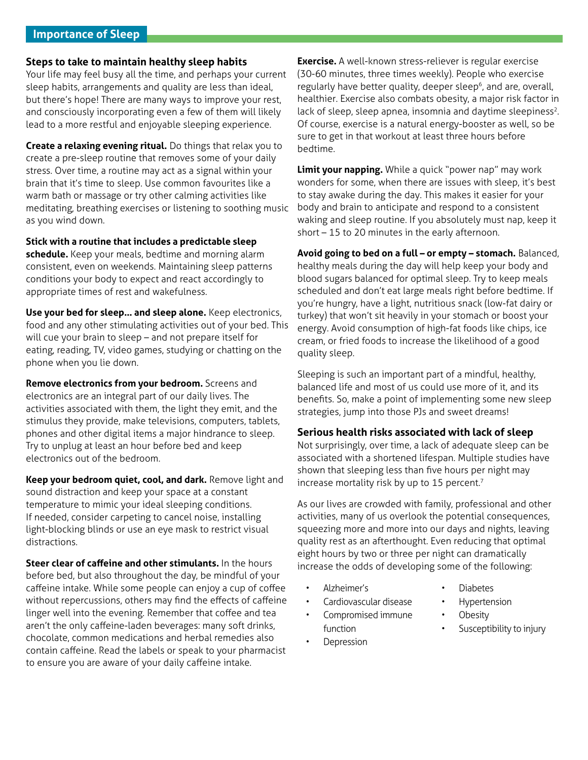## Importance of Sleep

### Steps to take to maintain healthy sleep habits

Your life may feel busy all the time, and perhaps your current sleep habits, arrangements and quality are less than ideal, but there's hope! There are many ways to improve your rest, and consciously incorporating even a few of them will likely lead to a more restful and enjoyable sleeping experience.

**Create a relaxing evening ritual.** Do things that relax you to create a pre-sleep routine that removes some of your daily stress. Over time, a routine may act as a signal within your brain that it's time to sleep. Use common favourites like a warm bath or massage or try other calming activities like meditating, breathing exercises or listening to soothing music as you wind down.

**Stick with a routine that includes a predictable sleep schedule.** Keep your meals, bedtime and morning alarm consistent, even on weekends. Maintaining sleep patterns conditions your body to expect and react accordingly to appropriate times of rest and wakefulness.

**Use your bed for sleep… and sleep alone.** Keep electronics, food and any other stimulating activities out of your bed. This will cue your brain to sleep – and not prepare itself for eating, reading, TV, video games, studying or chatting on the phone when you lie down.

**Remove electronics from your bedroom.** Screens and electronics are an integral part of our daily lives. The activities associated with them, the light they emit, and the stimulus they provide, make televisions, computers, tablets, phones and other digital items a major hindrance to sleep. Try to unplug at least an hour before bed and keep electronics out of the bedroom.

**Keep your bedroom quiet, cool, and dark.** Remove light and sound distraction and keep your space at a constant temperature to mimic your ideal sleeping conditions. If needed, consider carpeting to cancel noise, installing light-blocking blinds or use an eye mask to restrict visual distractions.

**Steer clear of caffeine and other stimulants.** In the hours before bed, but also throughout the day, be mindful of your caffeine intake. While some people can enjoy a cup of coffee without repercussions, others may find the effects of caffeine linger well into the evening. Remember that coffee and tea aren't the only caffeine-laden beverages: many soft drinks, chocolate, common medications and herbal remedies also contain caffeine. Read the labels or speak to your pharmacist to ensure you are aware of your daily caffeine intake.

**Exercise.** A well-known stress-reliever is regular exercise (30-60 minutes, three times weekly). People who exercise regularly have better quality, deeper sleep[6], and are, overall, healthier. Exercise also combats obesity, a major risk factor in lack of sleep, sleep apnea, insomnia and daytime sleepiness[2]. Of course, exercise is a natural energy-booster as well, so be sure to get in that workout at least three hours before bedtime.

**Limit your napping.** While a quick "power nap" may work wonders for some, when there are issues with sleep, it's best to stay awake during the day. This makes it easier for your body and brain to anticipate and respond to a consistent waking and sleep routine. If you absolutely must nap, keep it short – 15 to 20 minutes in the early afternoon.

**Avoid going to bed on a full – or empty – stomach.** Balanced, healthy meals during the day will help keep your body and blood sugars balanced for optimal sleep. Try to keep meals scheduled and don't eat large meals right before bedtime. If you're hungry, have a light, nutritious snack (low-fat dairy or turkey) that won't sit heavily in your stomach or boost your energy. Avoid consumption of high-fat foods like chips, ice cream, or fried foods to increase the likelihood of a good quality sleep.

Sleeping is such an important part of a mindful, healthy, balanced life and most of us could use more of it, and its benefits. So, make a point of implementing some new sleep strategies, jump into those PJs and sweet dreams!

### Serious health risks associated with lack of sleep

Not surprisingly, over time, a lack of adequate sleep can be associated with a shortened lifespan. Multiple studies have shown that sleeping less than five hours per night may increase mortality risk by up to 15 percent.[7]

As our lives are crowded with family, professional and other activities, many of us overlook the potential consequences, squeezing more and more into our days and nights, leaving quality rest as an afterthought. Even reducing that optimal eight hours by two or three per night can dramatically increase the odds of developing some of the following:

- Alzheimer's
- Cardiovascular disease
- Compromised immune function
- Depression
- Diabetes
- Hypertension
- Obesity
- Susceptibility to injury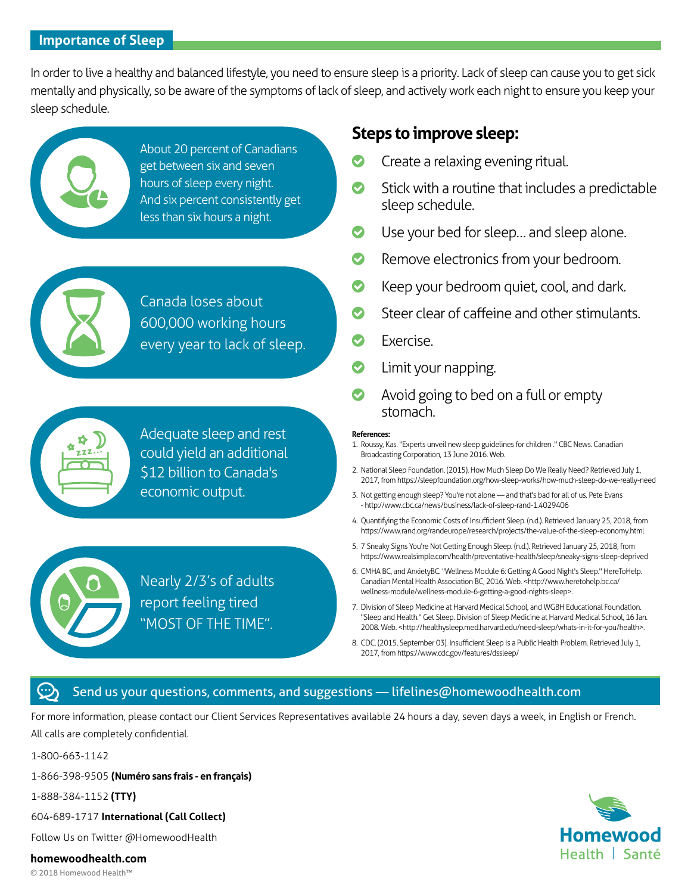## Importance of Sleep

In order to live a healthy and balanced lifestyle, you need to ensure sleep is a priority. Lack of sleep can cause you to get sick mentally and physically, so be aware of the symptoms of lack of sleep, and actively work each night to ensure you keep your sleep schedule.

About 20 percent of Canadians get between six and seven hours of sleep every night. And six percent consistently get less than six hours a night.

Canada loses about 600,000 working hours every year to lack of sleep.

Adequate sleep and rest could yield an additional $12 billion to Canada's economic output.

Nearly 2/3's of adults report feeling tired "MOST OF THE TIME".

### Steps to improve sleep:

- Create a relaxing evening ritual.
- Stick with a routine that includes a predictable sleep schedule.
- Use your bed for sleep... and sleep alone.
- Remove electronics from your bedroom.
- Keep your bedroom quiet, cool, and dark.
- Steer clear of caffeine and other stimulants.
- Exercise.
- Limit your napping.
- Avoid going to bed on a full or empty stomach.

**References:**

1. Roussy, Kas. "Experts unveil new sleep guidelines for children." CBC News. Canadian Broadcasting Corporation, 13 June 2016. Web.
2. National Sleep Foundation. (2015). How Much Sleep Do We Really Need? Retrieved July 1, 2017, from https://sleepfoundation.org/how-sleep-works/how-much-sleep-do-we-really-need
3. Not getting enough sleep? You're not alone — and that's bad for all of us. Pete Evans - http://www.cbc.ca/news/business/lack-of-sleep-rand-1.4029406
4. Quantifying the Economic Costs of Insufficient Sleep. (n.d.). Retrieved January 25, 2018, from https://www.rand.org/randeurope/research/projects/the-value-of-the-sleep-economy.html
5. 7 Sneaky Signs You're Not Getting Enough Sleep. (n.d.). Retrieved January 25, 2018, from https://www.realsimple.com/health/preventative-health/sleep/sneaky-signs-sleep-deprived
6. CMHA BC, and AnxietyBC. "Wellness Module 6: Getting A Good Night's Sleep." HereToHelp. Canadian Mental Health Association BC, 2016. Web. <http://www.heretohelp.bc.ca/wellness-module/wellness-module-6-getting-a-good-nights-sleep>.
7. Division of Sleep Medicine at Harvard Medical School, and WGBH Educational Foundation. "Sleep and Health." Get Sleep. Division of Sleep Medicine at Harvard Medical School, 16 Jan. 2008. Web. <http://healthysleep.med.harvard.edu/need-sleep/whats-in-it-for-you/health>.
8. CDC. (2015, September 03). Insufficient Sleep Is a Public Health Problem. Retrieved July 1, 2017, from https://www.cdc.gov/features/dssleep/

Send us your questions, comments, and suggestions — lifelines@homewoodhealth.com

For more information, please contact our Client Services Representatives available 24 hours a day, seven days a week, in English or French. All calls are completely confidential.

1-800-663-1142

1-866-398-9505 **(Numéro sans frais - en français)**

1-888-384-1152 **(TTY)**

604-689-1717 **International (Call Collect)**

Follow Us on Twitter @HomewoodHealth

**homewoodhealth.com**

© 2018 Homewood Health™

Homewood Health | Santé